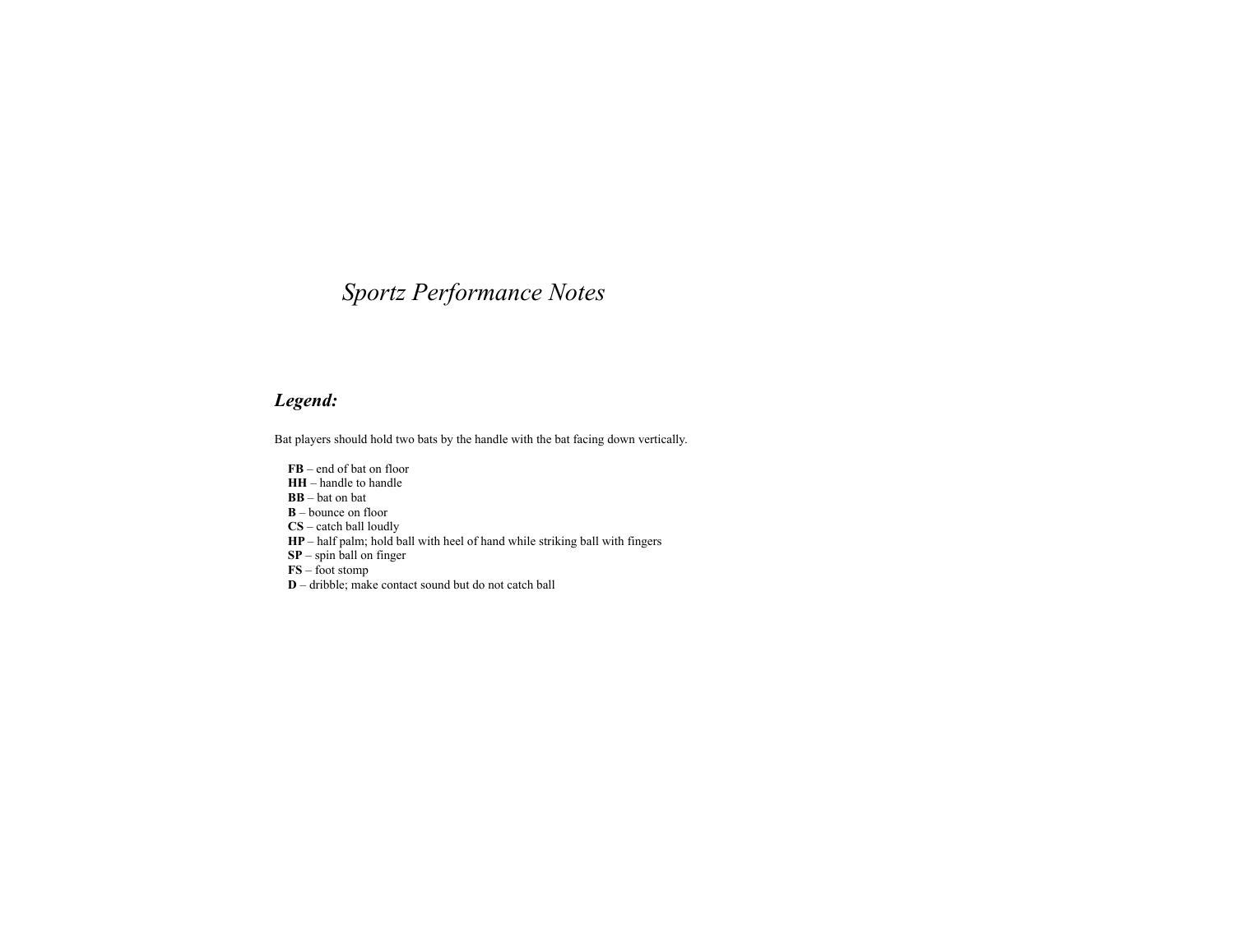# *Sportz Performance Notes*

## *Legend:*

Bat players should hold two bats by the handle with the bat facing down vertically.

- **FB** – end of bat on floor
- **HH** – handle to handle
- **BB** – bat on bat
- **B** – bounce on floor
- **CS** – catch ball loudly
- **HP** – half palm; hold ball with heel of hand while striking ball with fingers
- **SP** – spin ball on finger
- **FS** – foot stomp
- **D** – dribble; make contact sound but do not catch ball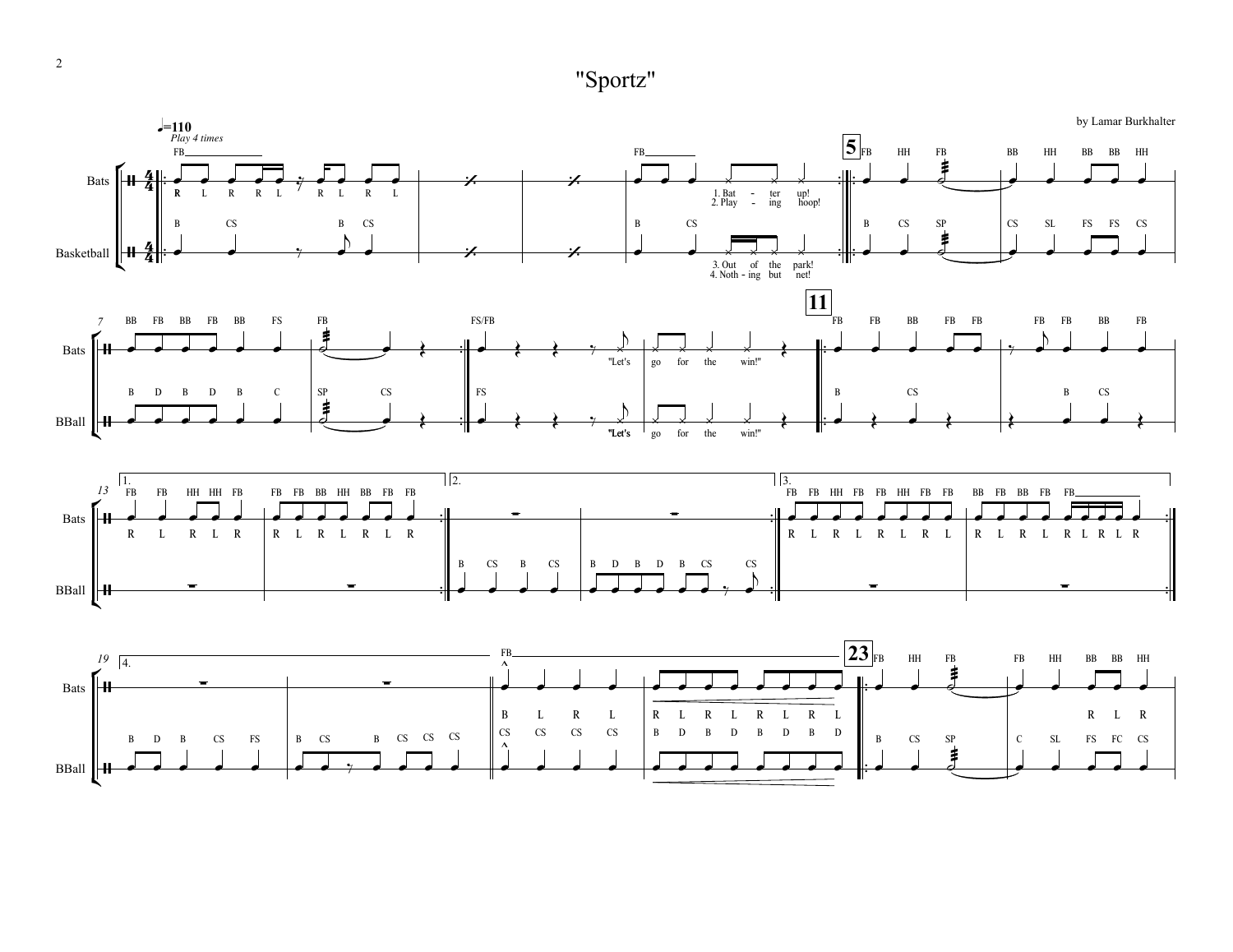# "Sportz"

by Lamar Burkhalter